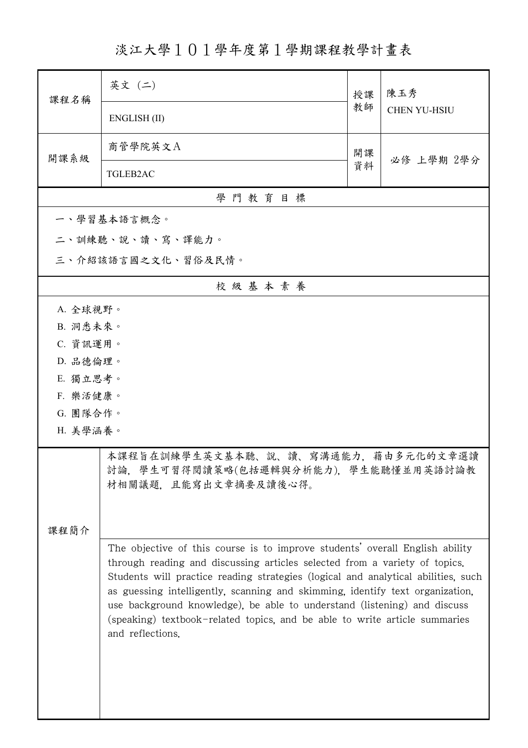# 淡江大學１０１學年度第１學期課程教學計畫表

| 課程名稱 | 英文（二）<br>ENGLISH (II) | 授課教師 | 陳玉秀<br>CHEN YU-HSIU |
|---|---|---|---|
| 開課系級 | 商管學院英文Ａ<br>TGLEB2AC | 開課資料 | 必修 上學期 2學分 |

## 學 門 教 育 目 標

一、學習基本語言概念。

二、訓練聽、說、讀、寫、譯能力。

三、介紹該語言國之文化、習俗及民情。

## 校 級 基 本 素 養

A. 全球視野。
B. 洞悉未來。
C. 資訊運用。
D. 品德倫理。
E. 獨立思考。
F. 樂活健康。
G. 團隊合作。
H. 美學涵養。

## 課程簡介

本課程旨在訓練學生英文基本聽、說、讀、寫溝通能力，藉由多元化的文章選讀討論，學生可習得閱讀策略(包括邏輯與分析能力)，學生能聽懂並用英語討論教材相關議題，且能寫出文章摘要及讀後心得。

The objective of this course is to improve students' overall English ability through reading and discussing articles selected from a variety of topics. Students will practice reading strategies (logical and analytical abilities, such as guessing intelligently, scanning and skimming, identify text organization, use background knowledge), be able to understand (listening) and discuss (speaking) textbook-related topics, and be able to write article summaries and reflections.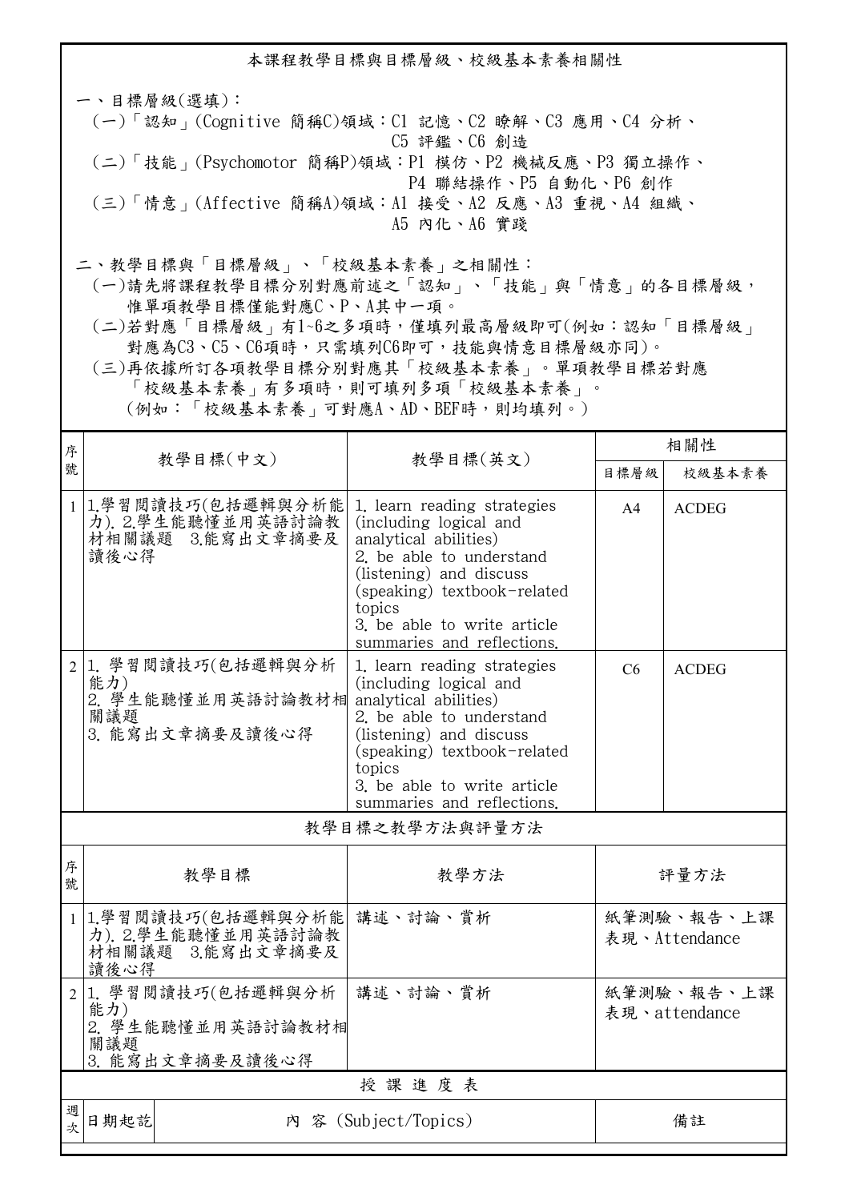本課程教學目標與目標層級、校級基本素養相關性

一、目標層級(選填)：

(一)「認知」(Cognitive 簡稱C)領域：C1 記憶、C2 瞭解、C3 應用、C4 分析、C5 評鑑、C6 創造

(二)「技能」(Psychomotor 簡稱P)領域：P1 模仿、P2 機械反應、P3 獨立操作、P4 聯結操作、P5 自動化、P6 創作

(三)「情意」(Affective 簡稱A)領域：A1 接受、A2 反應、A3 重視、A4 組織、A5 內化、A6 實踐

二、教學目標與「目標層級」、「校級基本素養」之相關性：

(一)請先將課程教學目標分別對應前述之「認知」、「技能」與「情意」的各目標層級，惟單項教學目標僅能對應C、P、A其中一項。

(二)若對應「目標層級」有1~6之多項時，僅填列最高層級即可(例如：認知「目標層級」對應為C3、C5、C6項時，只需填列C6即可，技能與情意目標層級亦同)。

(三)再依據所訂各項教學目標分別對應其「校級基本素養」。單項教學目標若對應「校級基本素養」有多項時，則可填列多項「校級基本素養」。(例如：「校級基本素養」可對應A、AD、BEF時，則均填列。)

| 序號 | 教學目標(中文) | 教學目標(英文) | 相關性 | |
|---|---|---|---|---|
| | | | 目標層級 | 校級基本素養 |
| 1 | 1.學習閱讀技巧(包括邏輯與分析能力). 2.學生能聽懂並用英語討論教材相關議題 3.能寫出文章摘要及讀後心得 | 1. learn reading strategies (including logical and analytical abilities) 2. be able to understand (listening) and discuss (speaking) textbook-related topics 3. be able to write article summaries and reflections. | A4 | ACDEG |
| 2 | 1. 學習閱讀技巧(包括邏輯與分析能力) 2. 學生能聽懂並用英語討論教材相關議題 3. 能寫出文章摘要及讀後心得 | 1. learn reading strategies (including logical and analytical abilities) 2. be able to understand (listening) and discuss (speaking) textbook-related topics 3. be able to write article summaries and reflections. | C6 | ACDEG |

教學目標之教學方法與評量方法

| 序號 | 教學目標 | 教學方法 | 評量方法 |
|---|---|---|---|
| 1 | 1.學習閱讀技巧(包括邏輯與分析能力). 2.學生能聽懂並用英語討論教材相關議題 3.能寫出文章摘要及讀後心得 | 講述、討論、賞析 | 紙筆測驗、報告、上課表現、Attendance |
| 2 | 1. 學習閱讀技巧(包括邏輯與分析能力) 2. 學生能聽懂並用英語討論教材相關議題 3. 能寫出文章摘要及讀後心得 | 講述、討論、賞析 | 紙筆測驗、報告、上課表現、attendance |

授 課 進 度 表

| 週次 | 日期起訖 | 內 容 (Subject/Topics) | 備註 |
|---|---|---|---|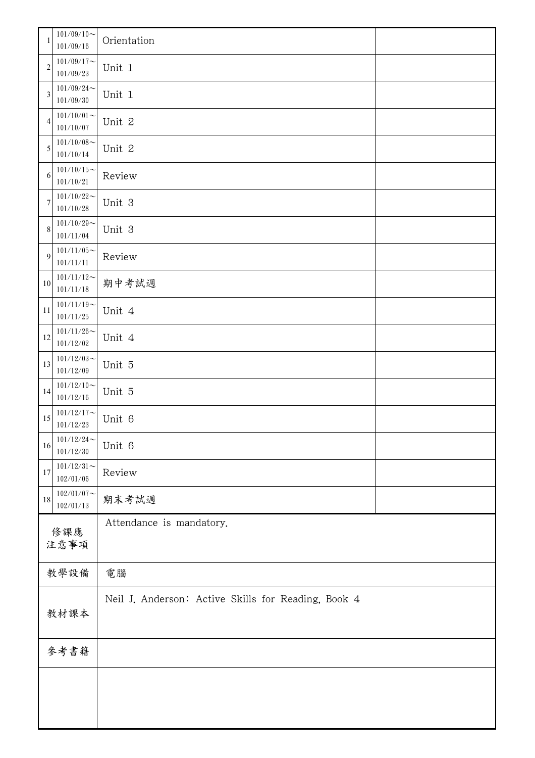| | | | |
|---|---|---|---|
| 1 | 101/09/10～101/09/16 | Orientation | |
| 2 | 101/09/17～101/09/23 | Unit 1 | |
| 3 | 101/09/24～101/09/30 | Unit 1 | |
| 4 | 101/10/01～101/10/07 | Unit 2 | |
| 5 | 101/10/08～101/10/14 | Unit 2 | |
| 6 | 101/10/15～101/10/21 | Review | |
| 7 | 101/10/22～101/10/28 | Unit 3 | |
| 8 | 101/10/29～101/11/04 | Unit 3 | |
| 9 | 101/11/05～101/11/11 | Review | |
| 10 | 101/11/12～101/11/18 | 期中考試週 | |
| 11 | 101/11/19～101/11/25 | Unit 4 | |
| 12 | 101/11/26～101/12/02 | Unit 4 | |
| 13 | 101/12/03～101/12/09 | Unit 5 | |
| 14 | 101/12/10～101/12/16 | Unit 5 | |
| 15 | 101/12/17～101/12/23 | Unit 6 | |
| 16 | 101/12/24～101/12/30 | Unit 6 | |
| 17 | 101/12/31～102/01/06 | Review | |
| 18 | 102/01/07～102/01/13 | 期末考試週 | |

| | |
|---|---|
| 修課應注意事項 | Attendance is mandatory. |
| 教學設備 | 電腦 |
| 教材課本 | Neil J. Anderson: Active Skills for Reading, Book 4 |
| 參考書籍 | |
| | |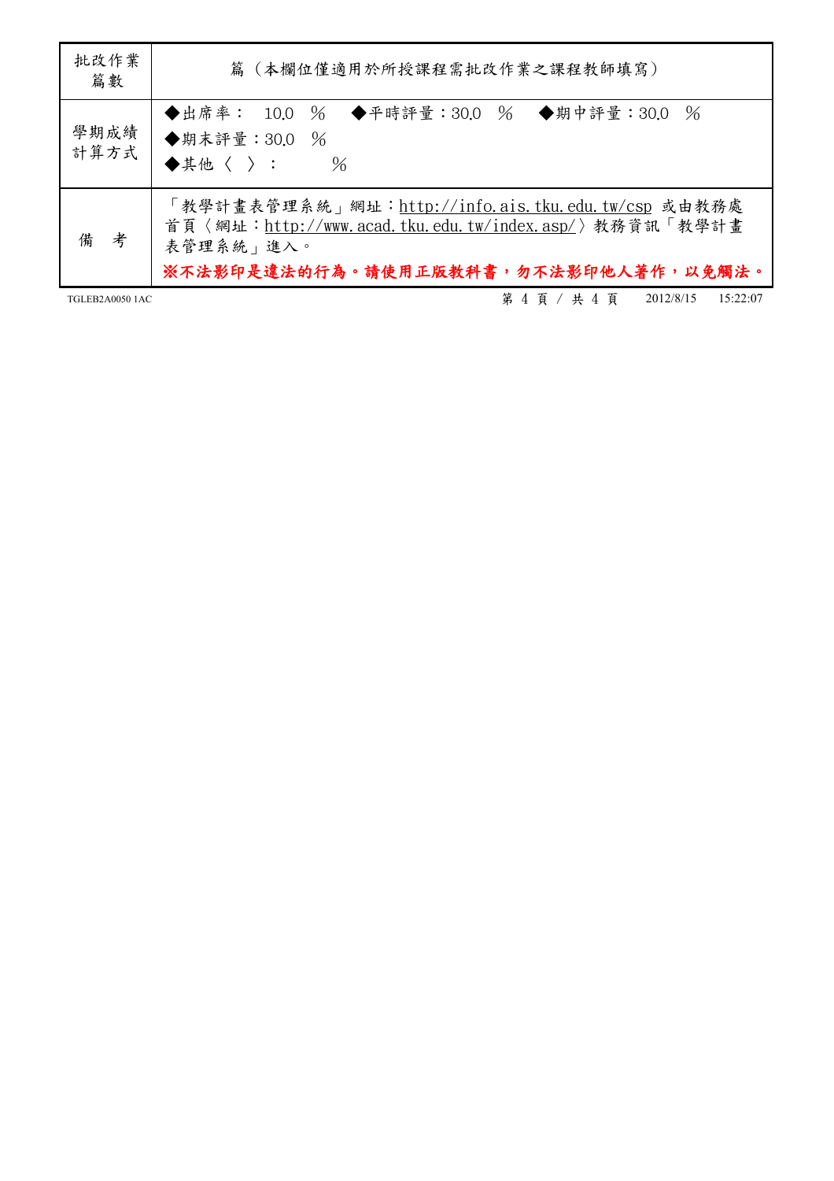| | |
|---|---|
| 批改作業篇數 | 篇（本欄位僅適用於所授課程需批改作業之課程教師填寫） |
| 學期成績計算方式 | ◆出席率： 10.0 ％ ◆平時評量：30.0 ％ ◆期中評量：30.0 ％<br>◆期末評量：30.0 ％<br>◆其他〈 〉： ％ |
| 備　考 | 「教學計畫表管理系統」網址：http://info.ais.tku.edu.tw/csp 或由教務處首頁〈網址：http://www.acad.tku.edu.tw/index.asp/〉教務資訊「教學計畫表管理系統」進入。<br>**※不法影印是違法的行為。請使用正版教科書，勿不法影印他人著作，以免觸法。** |

TGLEB2A0050 1AC　　2012/8/15　15:22:07